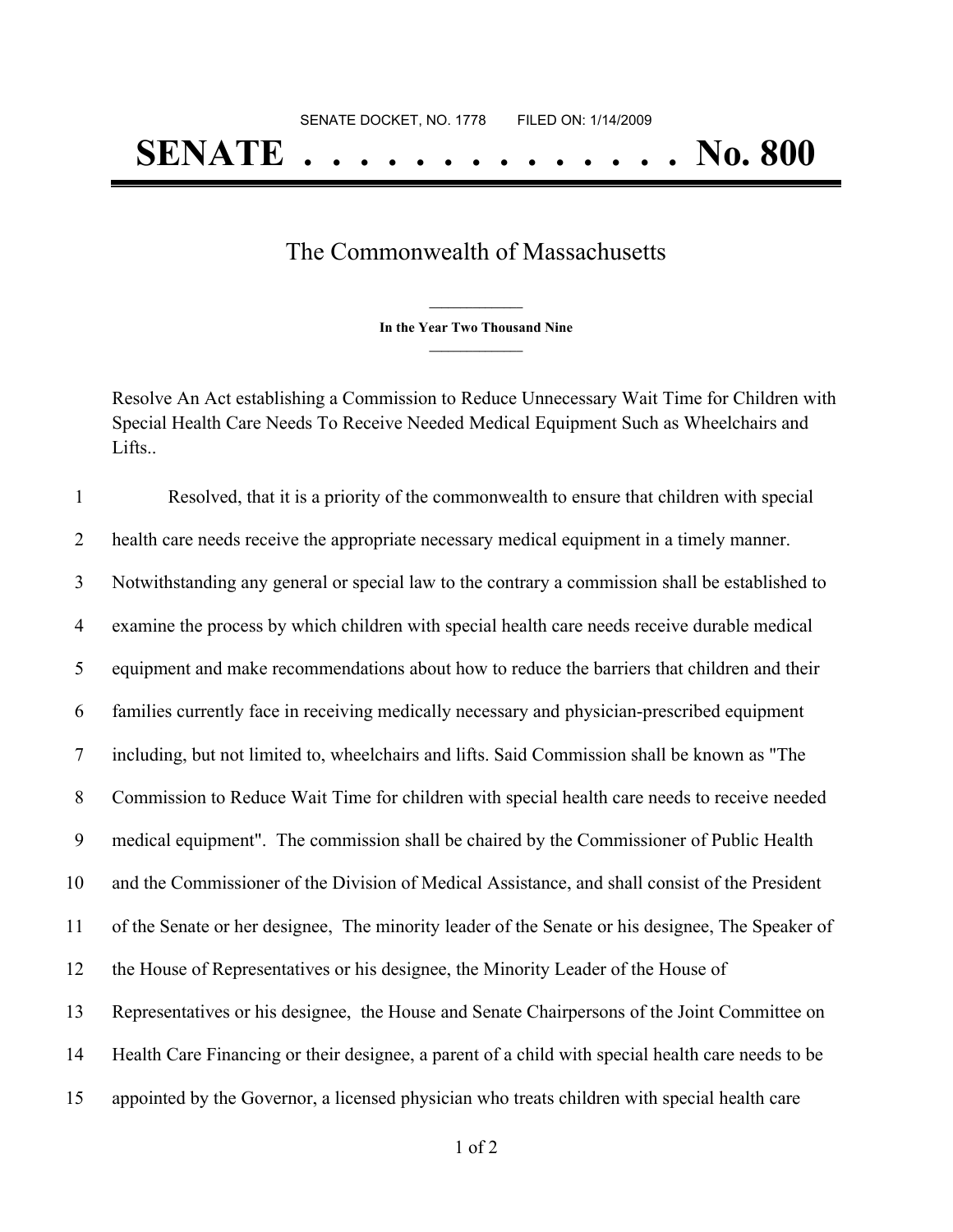SENATE DOCKET, NO. 1778        FILED ON: 1/14/2009

# SENATE . . . . . . . . . . . . . . . No. 800

## The Commonwealth of Massachusetts

**In the Year Two Thousand Nine**

Resolve An Act establishing a Commission to Reduce Unnecessary Wait Time for Children with Special Health Care Needs To Receive Needed Medical Equipment Such as Wheelchairs and Lifts..

1 Resolved, that it is a priority of the commonwealth to ensure that children with special
2 health care needs receive the appropriate necessary medical equipment in a timely manner.
3 Notwithstanding any general or special law to the contrary a commission shall be established to
4 examine the process by which children with special health care needs receive durable medical
5 equipment and make recommendations about how to reduce the barriers that children and their
6 families currently face in receiving medically necessary and physician-prescribed equipment
7 including, but not limited to, wheelchairs and lifts. Said Commission shall be known as "The
8 Commission to Reduce Wait Time for children with special health care needs to receive needed
9 medical equipment". The commission shall be chaired by the Commissioner of Public Health
10 and the Commissioner of the Division of Medical Assistance, and shall consist of the President
11 of the Senate or her designee, The minority leader of the Senate or his designee, The Speaker of
12 the House of Representatives or his designee, the Minority Leader of the House of
13 Representatives or his designee, the House and Senate Chairpersons of the Joint Committee on
14 Health Care Financing or their designee, a parent of a child with special health care needs to be
15 appointed by the Governor, a licensed physician who treats children with special health care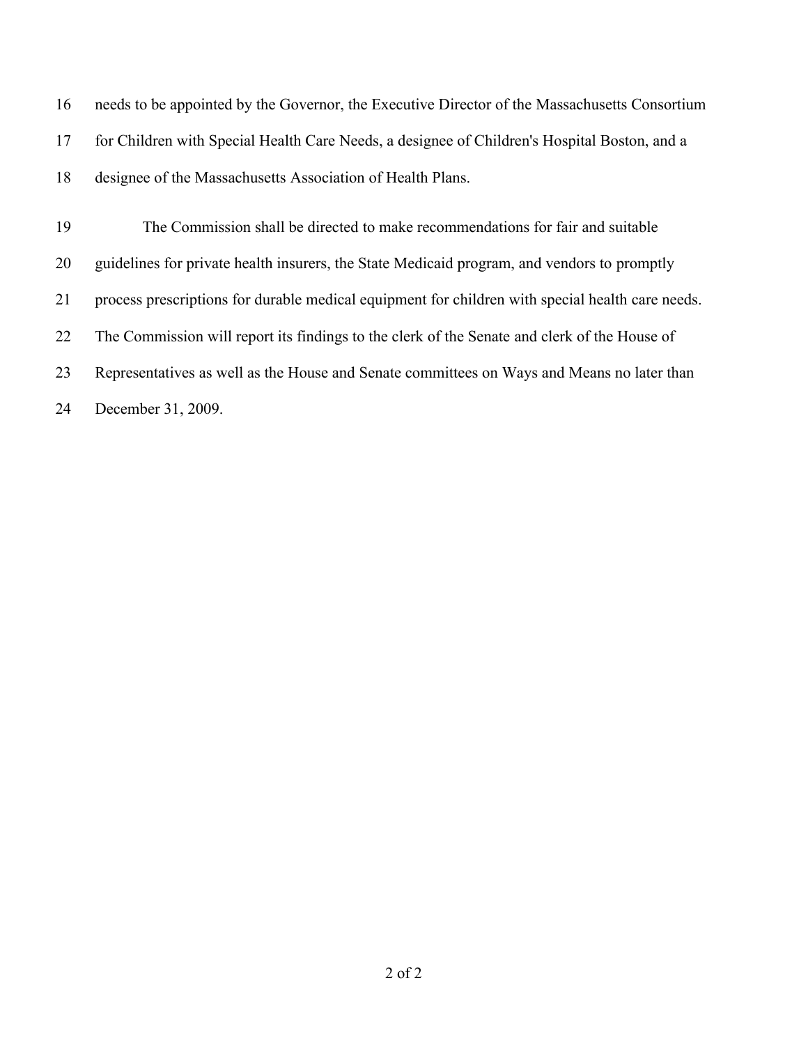needs to be appointed by the Governor, the Executive Director of the Massachusetts Consortium for Children with Special Health Care Needs, a designee of Children's Hospital Boston, and a designee of the Massachusetts Association of Health Plans.

The Commission shall be directed to make recommendations for fair and suitable guidelines for private health insurers, the State Medicaid program, and vendors to promptly process prescriptions for durable medical equipment for children with special health care needs. The Commission will report its findings to the clerk of the Senate and clerk of the House of Representatives as well as the House and Senate committees on Ways and Means no later than December 31, 2009.